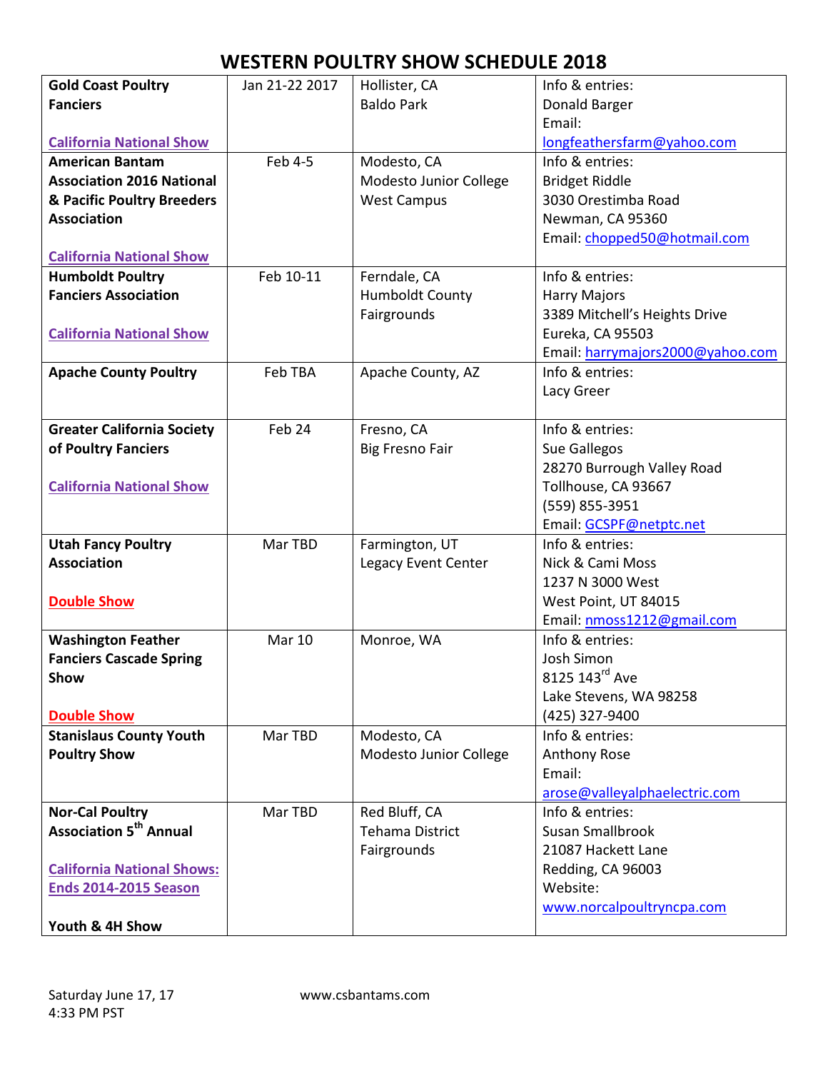# WESTERN POULTRY SHOW SCHEDULE 2018

| | | | |
|---|---|---|---|
| **Gold Coast Poultry Fanciers**<br><br>**California National Show** | Jan 21-22 2017 | Hollister, CA<br>Baldo Park | Info & entries:<br>Donald Barger<br>Email:<br>longfeathersfarm@yahoo.com |
| **American Bantam Association 2016 National & Pacific Poultry Breeders Association**<br><br>**California National Show** | Feb 4-5 | Modesto, CA<br>Modesto Junior College West Campus | Info & entries:<br>Bridget Riddle<br>3030 Orestimba Road<br>Newman, CA 95360<br>Email: chopped50@hotmail.com |
| **Humboldt Poultry Fanciers Association**<br><br>**California National Show** | Feb 10-11 | Ferndale, CA<br>Humboldt County Fairgrounds | Info & entries:<br>Harry Majors<br>3389 Mitchell's Heights Drive<br>Eureka, CA 95503<br>Email: harrymajors2000@yahoo.com |
| **Apache County Poultry** | Feb TBA | Apache County, AZ | Info & entries:<br>Lacy Greer |
| **Greater California Society of Poultry Fanciers**<br><br>**California National Show** | Feb 24 | Fresno, CA<br>Big Fresno Fair | Info & entries:<br>Sue Gallegos<br>28270 Burrough Valley Road<br>Tollhouse, CA 93667<br>(559) 855-3951<br>Email: GCSPF@netptc.net |
| **Utah Fancy Poultry Association**<br><br>**Double Show** | Mar TBD | Farmington, UT<br>Legacy Event Center | Info & entries:<br>Nick & Cami Moss<br>1237 N 3000 West<br>West Point, UT 84015<br>Email: nmoss1212@gmail.com |
| **Washington Feather Fanciers Cascade Spring Show**<br><br>**Double Show** | Mar 10 | Monroe, WA | Info & entries:<br>Josh Simon<br>8125 143rd Ave<br>Lake Stevens, WA 98258<br>(425) 327-9400 |
| **Stanislaus County Youth Poultry Show** | Mar TBD | Modesto, CA<br>Modesto Junior College | Info & entries:<br>Anthony Rose<br>Email:<br>arose@valleyalphaelectric.com |
| **Nor-Cal Poultry Association 5th Annual**<br><br>**California National Shows: Ends 2014-2015 Season**<br><br>**Youth & 4H Show** | Mar TBD | Red Bluff, CA<br>Tehama District Fairgrounds | Info & entries:<br>Susan Smallbrook<br>21087 Hackett Lane<br>Redding, CA 96003<br>Website:<br>www.norcalpoultryncpa.com |

Saturday June 17, 17
4:33 PM PST

www.csbantams.com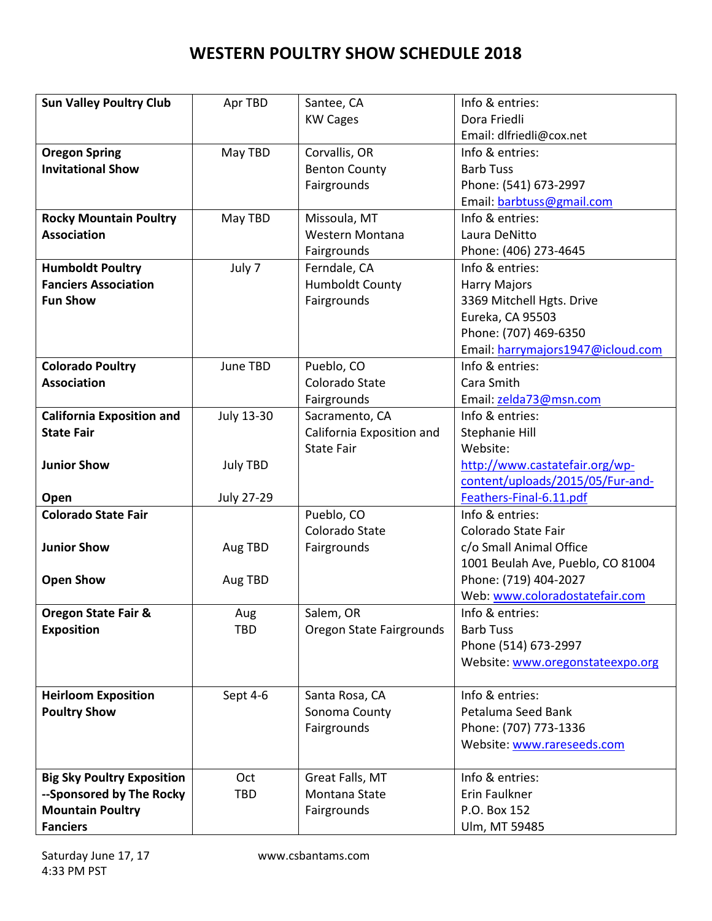# WESTERN POULTRY SHOW SCHEDULE 2018

| | | | |
|---|---|---|---|
| **Sun Valley Poultry Club** | Apr TBD | Santee, CA<br>KW Cages | Info & entries:<br>Dora Friedli<br>Email: dlfriedli@cox.net |
| **Oregon Spring Invitational Show** | May TBD | Corvallis, OR<br>Benton County Fairgrounds | Info & entries:<br>Barb Tuss<br>Phone: (541) 673-2997<br>Email: barbtuss@gmail.com |
| **Rocky Mountain Poultry Association** | May TBD | Missoula, MT<br>Western Montana Fairgrounds | Info & entries:<br>Laura DeNitto<br>Phone: (406) 273-4645 |
| **Humboldt Poultry Fanciers Association Fun Show** | July 7 | Ferndale, CA<br>Humboldt County Fairgrounds | Info & entries:<br>Harry Majors<br>3369 Mitchell Hgts. Drive<br>Eureka, CA 95503<br>Phone: (707) 469-6350<br>Email: harrymajors1947@icloud.com |
| **Colorado Poultry Association** | June TBD | Pueblo, CO<br>Colorado State Fairgrounds | Info & entries:<br>Cara Smith<br>Email: zelda73@msn.com |
| **California Exposition and State Fair**<br><br>**Junior Show**<br><br>**Open** | July 13-30<br><br>July TBD<br><br>July 27-29 | Sacramento, CA<br>California Exposition and State Fair | Info & entries:<br>Stephanie Hill<br>Website:<br>http://www.castatefair.org/wp-content/uploads/2015/05/Fur-and-Feathers-Final-6.11.pdf |
| **Colorado State Fair**<br><br>**Junior Show**<br><br>**Open Show** | <br><br>Aug TBD<br><br>Aug TBD | Pueblo, CO<br>Colorado State Fairgrounds | Info & entries:<br>Colorado State Fair<br>c/o Small Animal Office<br>1001 Beulah Ave, Pueblo, CO 81004<br>Phone: (719) 404-2027<br>Web: www.coloradostatefair.com |
| **Oregon State Fair & Exposition** | Aug TBD | Salem, OR<br>Oregon State Fairgrounds | Info & entries:<br>Barb Tuss<br>Phone (514) 673-2997<br>Website: www.oregonstateexpo.org |
| **Heirloom Exposition Poultry Show** | Sept 4-6 | Santa Rosa, CA<br>Sonoma County Fairgrounds | Info & entries:<br>Petaluma Seed Bank<br>Phone: (707) 773-1336<br>Website: www.rareseeds.com |
| **Big Sky Poultry Exposition --Sponsored by The Rocky Mountain Poultry Fanciers** | Oct TBD | Great Falls, MT<br>Montana State Fairgrounds | Info & entries:<br>Erin Faulkner<br>P.O. Box 152<br>Ulm, MT 59485 |

Saturday June 17, 17
4:33 PM PST

www.csbantams.com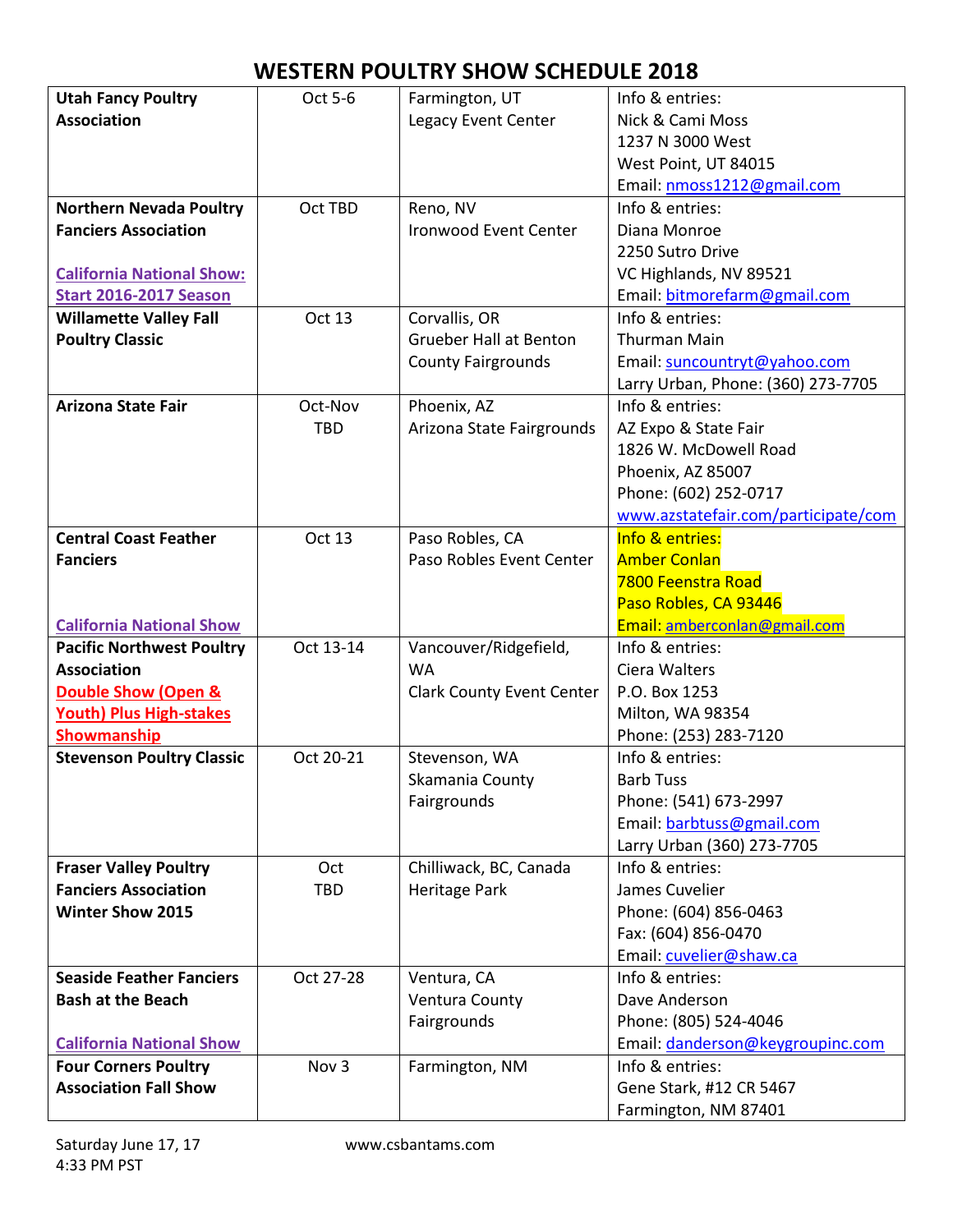# WESTERN POULTRY SHOW SCHEDULE 2018

| | | | |
|---|---|---|---|
| **Utah Fancy Poultry Association** | Oct 5-6 | Farmington, UT<br>Legacy Event Center | Info & entries:<br>Nick & Cami Moss<br>1237 N 3000 West<br>West Point, UT 84015<br>Email: nmoss1212@gmail.com |
| **Northern Nevada Poultry Fanciers Association**<br><br>**California National Show: Start 2016-2017 Season** | Oct TBD | Reno, NV<br>Ironwood Event Center | Info & entries:<br>Diana Monroe<br>2250 Sutro Drive<br>VC Highlands, NV 89521<br>Email: bitmorefarm@gmail.com |
| **Willamette Valley Fall Poultry Classic** | Oct 13 | Corvallis, OR<br>Grueber Hall at Benton County Fairgrounds | Info & entries:<br>Thurman Main<br>Email: suncountryt@yahoo.com<br>Larry Urban, Phone: (360) 273-7705 |
| **Arizona State Fair** | Oct-Nov TBD | Phoenix, AZ<br>Arizona State Fairgrounds | Info & entries:<br>AZ Expo & State Fair<br>1826 W. McDowell Road<br>Phoenix, AZ 85007<br>Phone: (602) 252-0717<br>www.azstatefair.com/participate/com |
| **Central Coast Feather Fanciers**<br><br>**California National Show** | Oct 13 | Paso Robles, CA<br>Paso Robles Event Center | Info & entries:<br>Amber Conlan<br>7800 Feenstra Road<br>Paso Robles, CA 93446<br>Email: amberconlan@gmail.com |
| **Pacific Northwest Poultry Association**<br>**Double Show (Open & Youth) Plus High-stakes Showmanship** | Oct 13-14 | Vancouver/Ridgefield, WA<br>Clark County Event Center | Info & entries:<br>Ciera Walters<br>P.O. Box 1253<br>Milton, WA 98354<br>Phone: (253) 283-7120 |
| **Stevenson Poultry Classic** | Oct 20-21 | Stevenson, WA<br>Skamania County Fairgrounds | Info & entries:<br>Barb Tuss<br>Phone: (541) 673-2997<br>Email: barbtuss@gmail.com<br>Larry Urban (360) 273-7705 |
| **Fraser Valley Poultry Fanciers Association Winter Show 2015** | Oct TBD | Chilliwack, BC, Canada<br>Heritage Park | Info & entries:<br>James Cuvelier<br>Phone: (604) 856-0463<br>Fax: (604) 856-0470<br>Email: cuvelier@shaw.ca |
| **Seaside Feather Fanciers Bash at the Beach**<br><br>**California National Show** | Oct 27-28 | Ventura, CA<br>Ventura County Fairgrounds | Info & entries:<br>Dave Anderson<br>Phone: (805) 524-4046<br>Email: danderson@keygroupinc.com |
| **Four Corners Poultry Association Fall Show** | Nov 3 | Farmington, NM | Info & entries:<br>Gene Stark, #12 CR 5467<br>Farmington, NM 87401 |

Saturday June 17, 17
4:33 PM PST

www.csbantams.com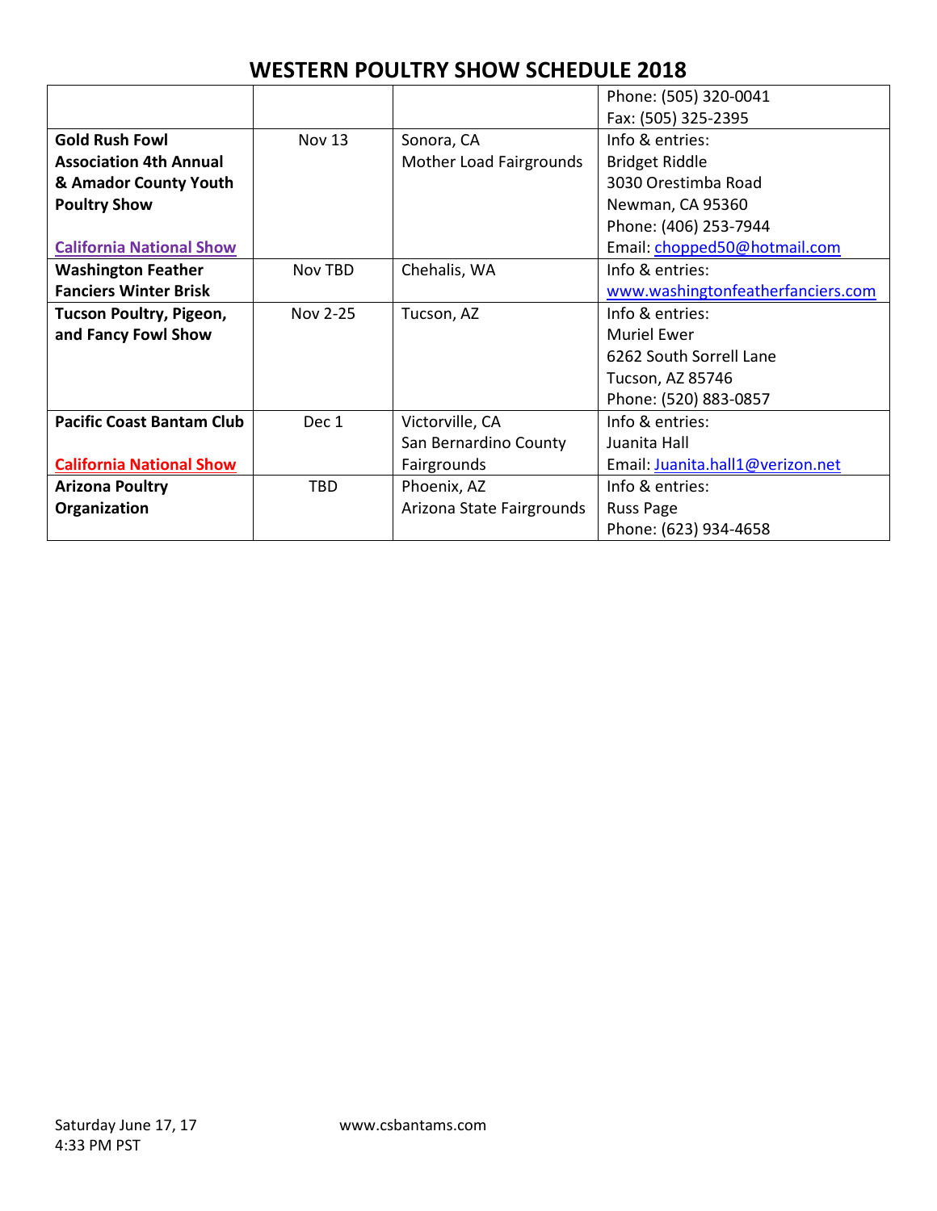# WESTERN POULTRY SHOW SCHEDULE 2018

| | | | |
|---|---|---|---|
| | | | Phone: (505) 320-0041<br>Fax: (505) 325-2395 |
| **Gold Rush Fowl Association 4th Annual & Amador County Youth Poultry Show**<br><br>**California National Show** | Nov 13 | Sonora, CA<br>Mother Load Fairgrounds | Info & entries:<br>Bridget Riddle<br>3030 Orestimba Road<br>Newman, CA 95360<br>Phone: (406) 253-7944<br>Email: chopped50@hotmail.com |
| **Washington Feather Fanciers Winter Brisk** | Nov TBD | Chehalis, WA | Info & entries:<br>www.washingtonfeatherfanciers.com |
| **Tucson Poultry, Pigeon, and Fancy Fowl Show** | Nov 2-25 | Tucson, AZ | Info & entries:<br>Muriel Ewer<br>6262 South Sorrell Lane<br>Tucson, AZ 85746<br>Phone: (520) 883-0857 |
| **Pacific Coast Bantam Club**<br><br>**California National Show** | Dec 1 | Victorville, CA<br>San Bernardino County Fairgrounds | Info & entries:<br>Juanita Hall<br>Email: Juanita.hall1@verizon.net |
| **Arizona Poultry Organization** | TBD | Phoenix, AZ<br>Arizona State Fairgrounds | Info & entries:<br>Russ Page<br>Phone: (623) 934-4658 |